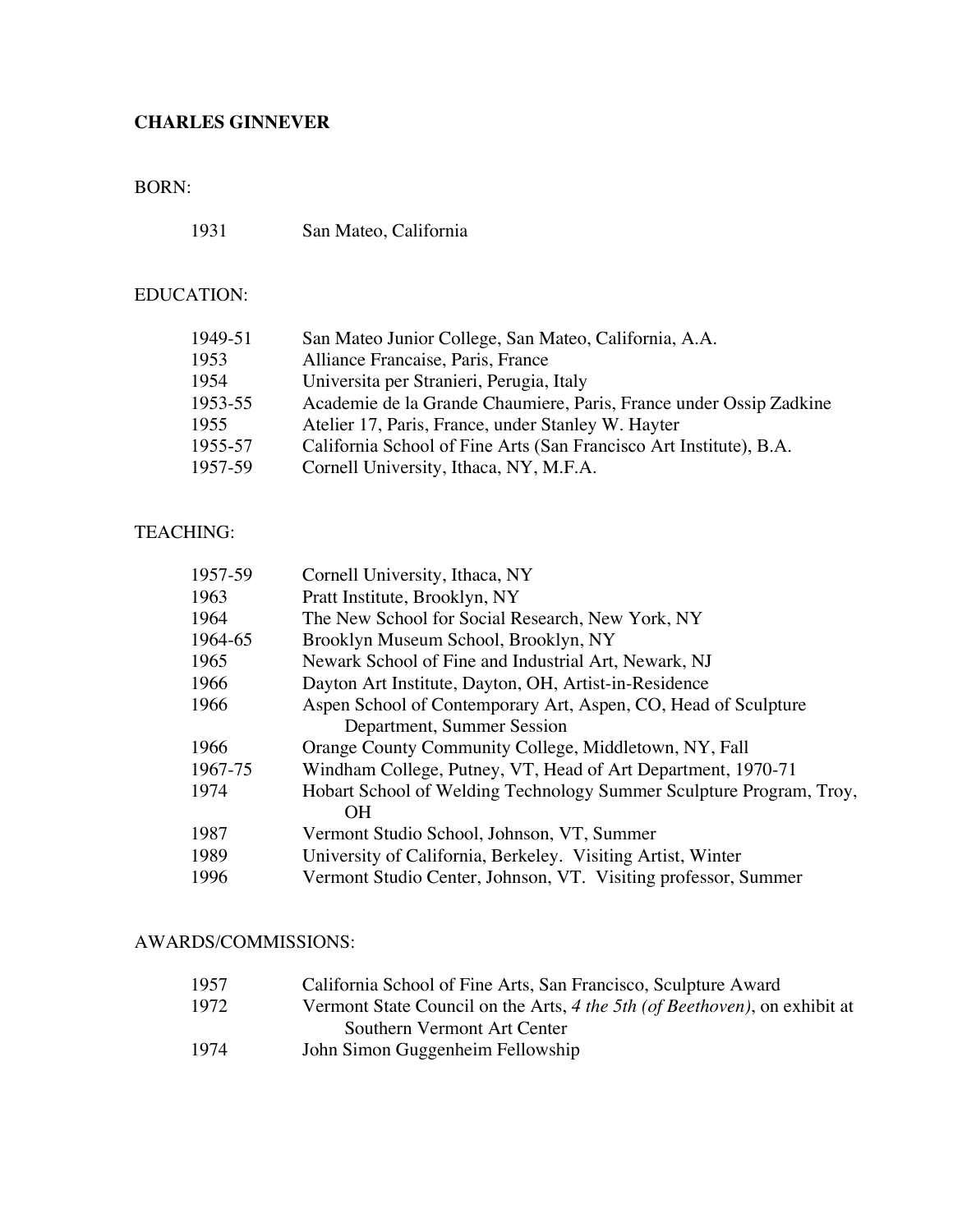# CHARLES GINNEVER

## BORN:

| | |
|---|---|
| 1931 | San Mateo, California |

## EDUCATION:

| | |
|---|---|
| 1949-51 | San Mateo Junior College, San Mateo, California, A.A. |
| 1953 | Alliance Francaise, Paris, France |
| 1954 | Universita per Stranieri, Perugia, Italy |
| 1953-55 | Academie de la Grande Chaumiere, Paris, France under Ossip Zadkine |
| 1955 | Atelier 17, Paris, France, under Stanley W. Hayter |
| 1955-57 | California School of Fine Arts (San Francisco Art Institute), B.A. |
| 1957-59 | Cornell University, Ithaca, NY, M.F.A. |

## TEACHING:

| | |
|---|---|
| 1957-59 | Cornell University, Ithaca, NY |
| 1963 | Pratt Institute, Brooklyn, NY |
| 1964 | The New School for Social Research, New York, NY |
| 1964-65 | Brooklyn Museum School, Brooklyn, NY |
| 1965 | Newark School of Fine and Industrial Art, Newark, NJ |
| 1966 | Dayton Art Institute, Dayton, OH, Artist-in-Residence |
| 1966 | Aspen School of Contemporary Art, Aspen, CO, Head of Sculpture Department, Summer Session |
| 1966 | Orange County Community College, Middletown, NY, Fall |
| 1967-75 | Windham College, Putney, VT, Head of Art Department, 1970-71 |
| 1974 | Hobart School of Welding Technology Summer Sculpture Program, Troy, OH |
| 1987 | Vermont Studio School, Johnson, VT, Summer |
| 1989 | University of California, Berkeley. Visiting Artist, Winter |
| 1996 | Vermont Studio Center, Johnson, VT. Visiting professor, Summer |

## AWARDS/COMMISSIONS:

| | |
|---|---|
| 1957 | California School of Fine Arts, San Francisco, Sculpture Award |
| 1972 | Vermont State Council on the Arts, *4 the 5th (of Beethoven)*, on exhibit at Southern Vermont Art Center |
| 1974 | John Simon Guggenheim Fellowship |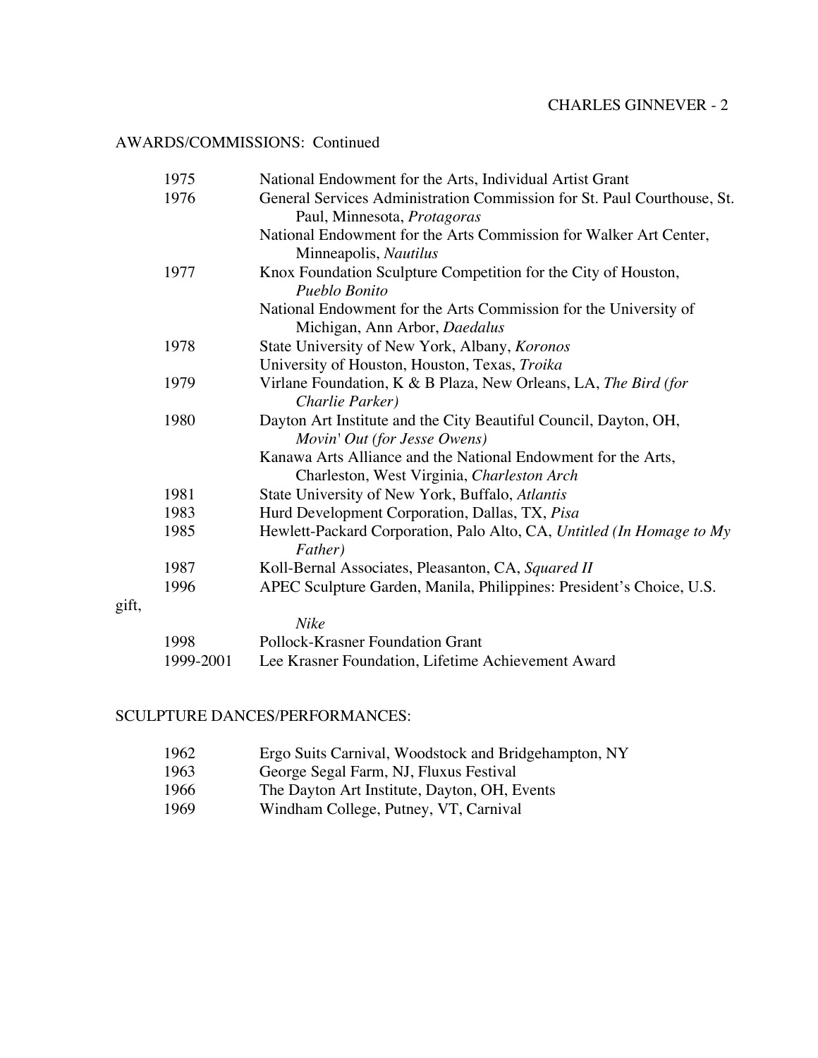## AWARDS/COMMISSIONS: Continued

| | |
|---|---|
| 1975 | National Endowment for the Arts, Individual Artist Grant |
| 1976 | General Services Administration Commission for St. Paul Courthouse, St. Paul, Minnesota, *Protagoras* |
| | National Endowment for the Arts Commission for Walker Art Center, Minneapolis, *Nautilus* |
| 1977 | Knox Foundation Sculpture Competition for the City of Houston, *Pueblo Bonito* |
| | National Endowment for the Arts Commission for the University of Michigan, Ann Arbor, *Daedalus* |
| 1978 | State University of New York, Albany, *Koronos* |
| | University of Houston, Houston, Texas, *Troika* |
| 1979 | Virlane Foundation, K & B Plaza, New Orleans, LA, *The Bird (for Charlie Parker)* |
| 1980 | Dayton Art Institute and the City Beautiful Council, Dayton, OH, *Movin' Out (for Jesse Owens)* |
| | Kanawa Arts Alliance and the National Endowment for the Arts, Charleston, West Virginia, *Charleston Arch* |
| 1981 | State University of New York, Buffalo, *Atlantis* |
| 1983 | Hurd Development Corporation, Dallas, TX, *Pisa* |
| 1985 | Hewlett-Packard Corporation, Palo Alto, CA, *Untitled (In Homage to My Father)* |
| 1987 | Koll-Bernal Associates, Pleasanton, CA, *Squared II* |
| 1996 | APEC Sculpture Garden, Manila, Philippines: President's Choice, U.S. gift, *Nike* |
| 1998 | Pollock-Krasner Foundation Grant |
| 1999-2001 | Lee Krasner Foundation, Lifetime Achievement Award |

## SCULPTURE DANCES/PERFORMANCES:

| | |
|---|---|
| 1962 | Ergo Suits Carnival, Woodstock and Bridgehampton, NY |
| 1963 | George Segal Farm, NJ, Fluxus Festival |
| 1966 | The Dayton Art Institute, Dayton, OH, Events |
| 1969 | Windham College, Putney, VT, Carnival |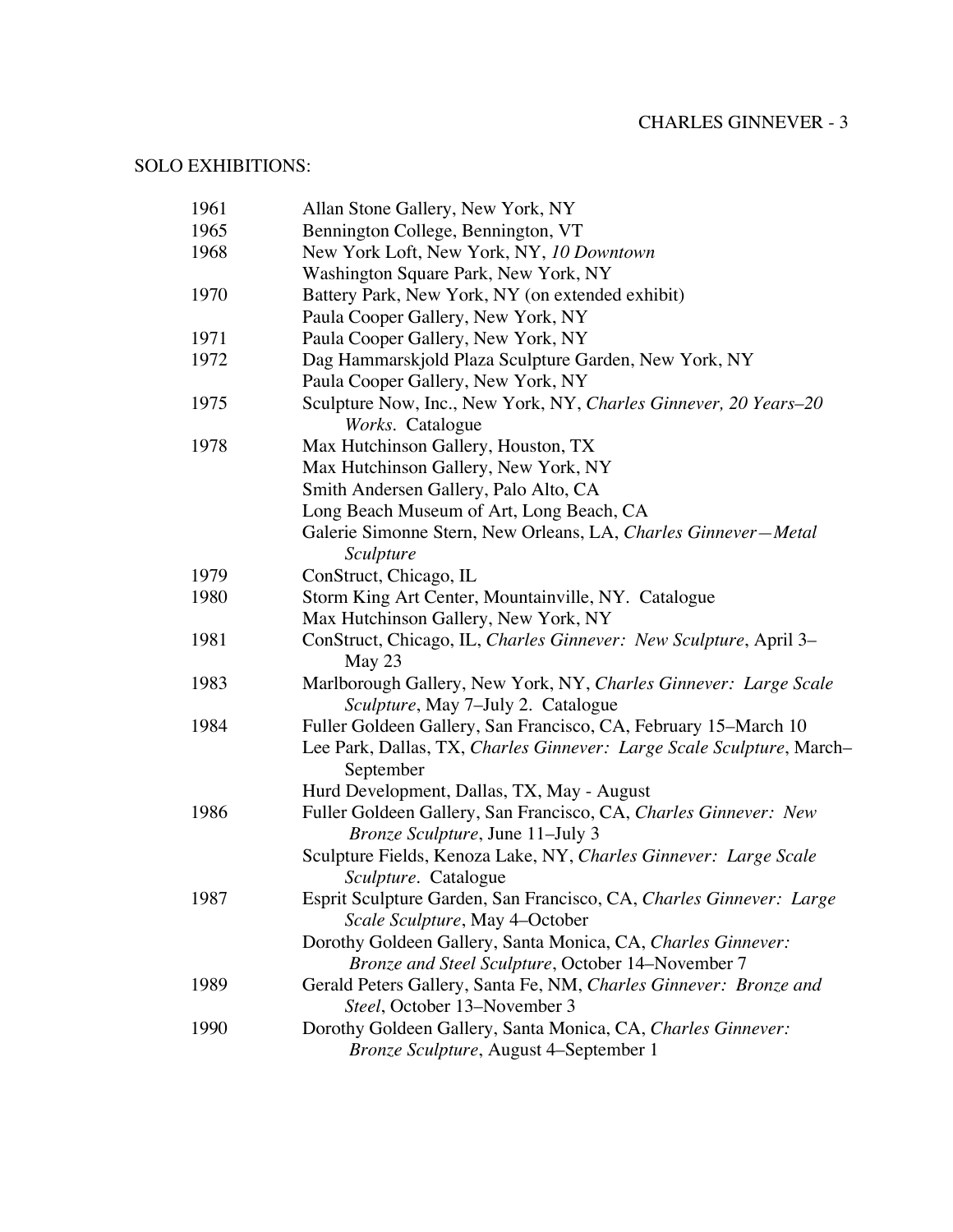## SOLO EXHIBITIONS:

1961 Allan Stone Gallery, New York, NY

1965 Bennington College, Bennington, VT

1968 New York Loft, New York, NY, *10 Downtown*
Washington Square Park, New York, NY

1970 Battery Park, New York, NY (on extended exhibit)
Paula Cooper Gallery, New York, NY

1971 Paula Cooper Gallery, New York, NY

1972 Dag Hammarskjold Plaza Sculpture Garden, New York, NY
Paula Cooper Gallery, New York, NY

1975 Sculpture Now, Inc., New York, NY, *Charles Ginnever, 20 Years–20 Works*. Catalogue

1978 Max Hutchinson Gallery, Houston, TX
Max Hutchinson Gallery, New York, NY
Smith Andersen Gallery, Palo Alto, CA
Long Beach Museum of Art, Long Beach, CA
Galerie Simonne Stern, New Orleans, LA, *Charles Ginnever—Metal Sculpture*

1979 ConStruct, Chicago, IL

1980 Storm King Art Center, Mountainville, NY. Catalogue
Max Hutchinson Gallery, New York, NY

1981 ConStruct, Chicago, IL, *Charles Ginnever: New Sculpture*, April 3–May 23

1983 Marlborough Gallery, New York, NY, *Charles Ginnever: Large Scale Sculpture*, May 7–July 2. Catalogue

1984 Fuller Goldeen Gallery, San Francisco, CA, February 15–March 10
Lee Park, Dallas, TX, *Charles Ginnever: Large Scale Sculpture*, March–September
Hurd Development, Dallas, TX, May - August

1986 Fuller Goldeen Gallery, San Francisco, CA, *Charles Ginnever: New Bronze Sculpture*, June 11–July 3
Sculpture Fields, Kenoza Lake, NY, *Charles Ginnever: Large Scale Sculpture*. Catalogue

1987 Esprit Sculpture Garden, San Francisco, CA, *Charles Ginnever: Large Scale Sculpture*, May 4–October
Dorothy Goldeen Gallery, Santa Monica, CA, *Charles Ginnever: Bronze and Steel Sculpture*, October 14–November 7

1989 Gerald Peters Gallery, Santa Fe, NM, *Charles Ginnever: Bronze and Steel*, October 13–November 3

1990 Dorothy Goldeen Gallery, Santa Monica, CA, *Charles Ginnever: Bronze Sculpture*, August 4–September 1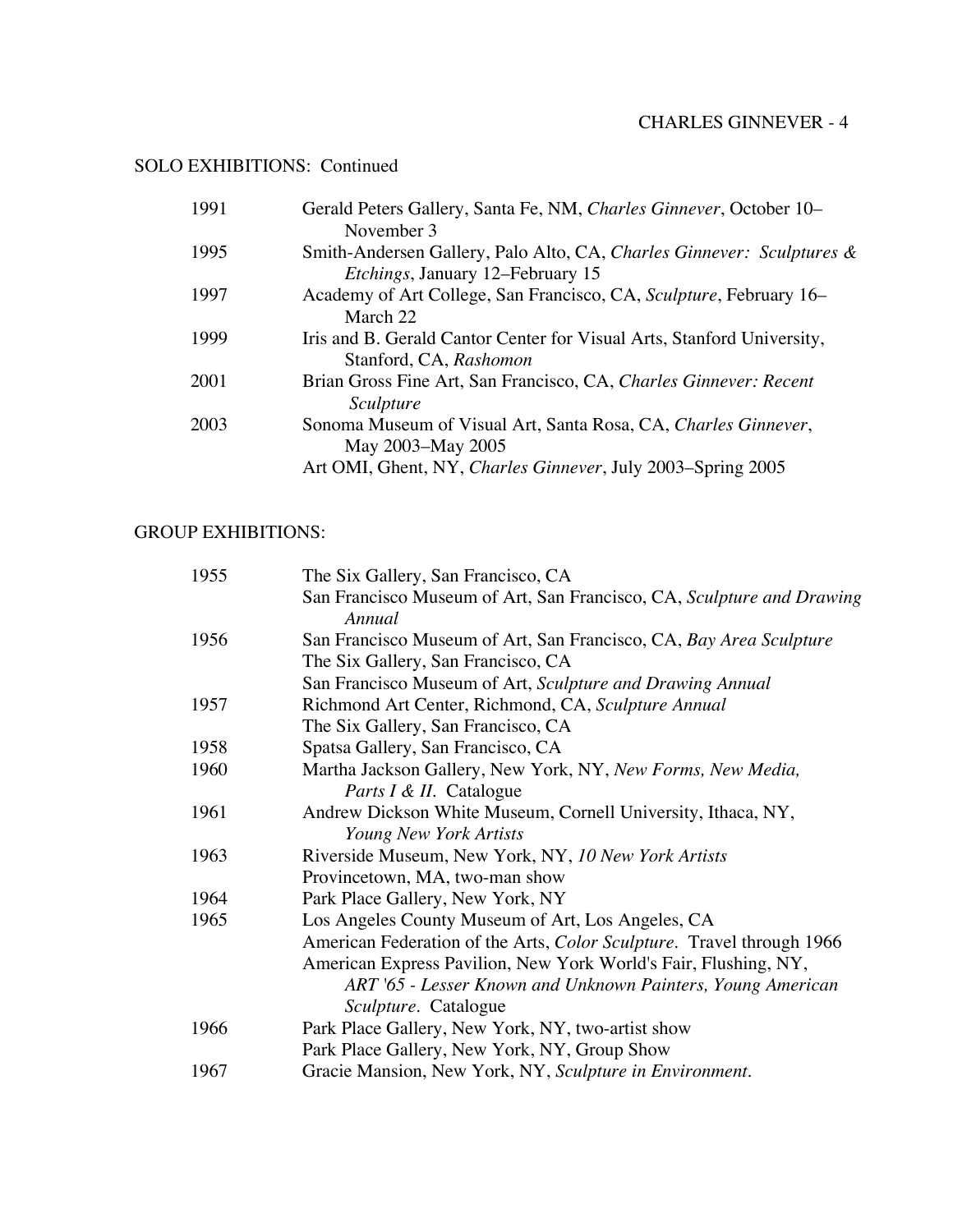## SOLO EXHIBITIONS: Continued

| | |
|---|---|
| 1991 | Gerald Peters Gallery, Santa Fe, NM, *Charles Ginnever*, October 10–November 3 |
| 1995 | Smith-Andersen Gallery, Palo Alto, CA, *Charles Ginnever: Sculptures & Etchings*, January 12–February 15 |
| 1997 | Academy of Art College, San Francisco, CA, *Sculpture*, February 16–March 22 |
| 1999 | Iris and B. Gerald Cantor Center for Visual Arts, Stanford University, Stanford, CA, *Rashomon* |
| 2001 | Brian Gross Fine Art, San Francisco, CA, *Charles Ginnever: Recent Sculpture* |
| 2003 | Sonoma Museum of Visual Art, Santa Rosa, CA, *Charles Ginnever*, May 2003–May 2005 |
| | Art OMI, Ghent, NY, *Charles Ginnever*, July 2003–Spring 2005 |

## GROUP EXHIBITIONS:

| | |
|---|---|
| 1955 | The Six Gallery, San Francisco, CA |
| | San Francisco Museum of Art, San Francisco, CA, *Sculpture and Drawing Annual* |
| 1956 | San Francisco Museum of Art, San Francisco, CA, *Bay Area Sculpture* |
| | The Six Gallery, San Francisco, CA |
| | San Francisco Museum of Art, *Sculpture and Drawing Annual* |
| 1957 | Richmond Art Center, Richmond, CA, *Sculpture Annual* |
| | The Six Gallery, San Francisco, CA |
| 1958 | Spatsa Gallery, San Francisco, CA |
| 1960 | Martha Jackson Gallery, New York, NY, *New Forms, New Media, Parts I & II*. Catalogue |
| 1961 | Andrew Dickson White Museum, Cornell University, Ithaca, NY, *Young New York Artists* |
| 1963 | Riverside Museum, New York, NY, *10 New York Artists* |
| | Provincetown, MA, two-man show |
| 1964 | Park Place Gallery, New York, NY |
| 1965 | Los Angeles County Museum of Art, Los Angeles, CA |
| | American Federation of the Arts, *Color Sculpture*. Travel through 1966 |
| | American Express Pavilion, New York World's Fair, Flushing, NY, *ART '65 - Lesser Known and Unknown Painters, Young American Sculpture*. Catalogue |
| 1966 | Park Place Gallery, New York, NY, two-artist show |
| | Park Place Gallery, New York, NY, Group Show |
| 1967 | Gracie Mansion, New York, NY, *Sculpture in Environment*. |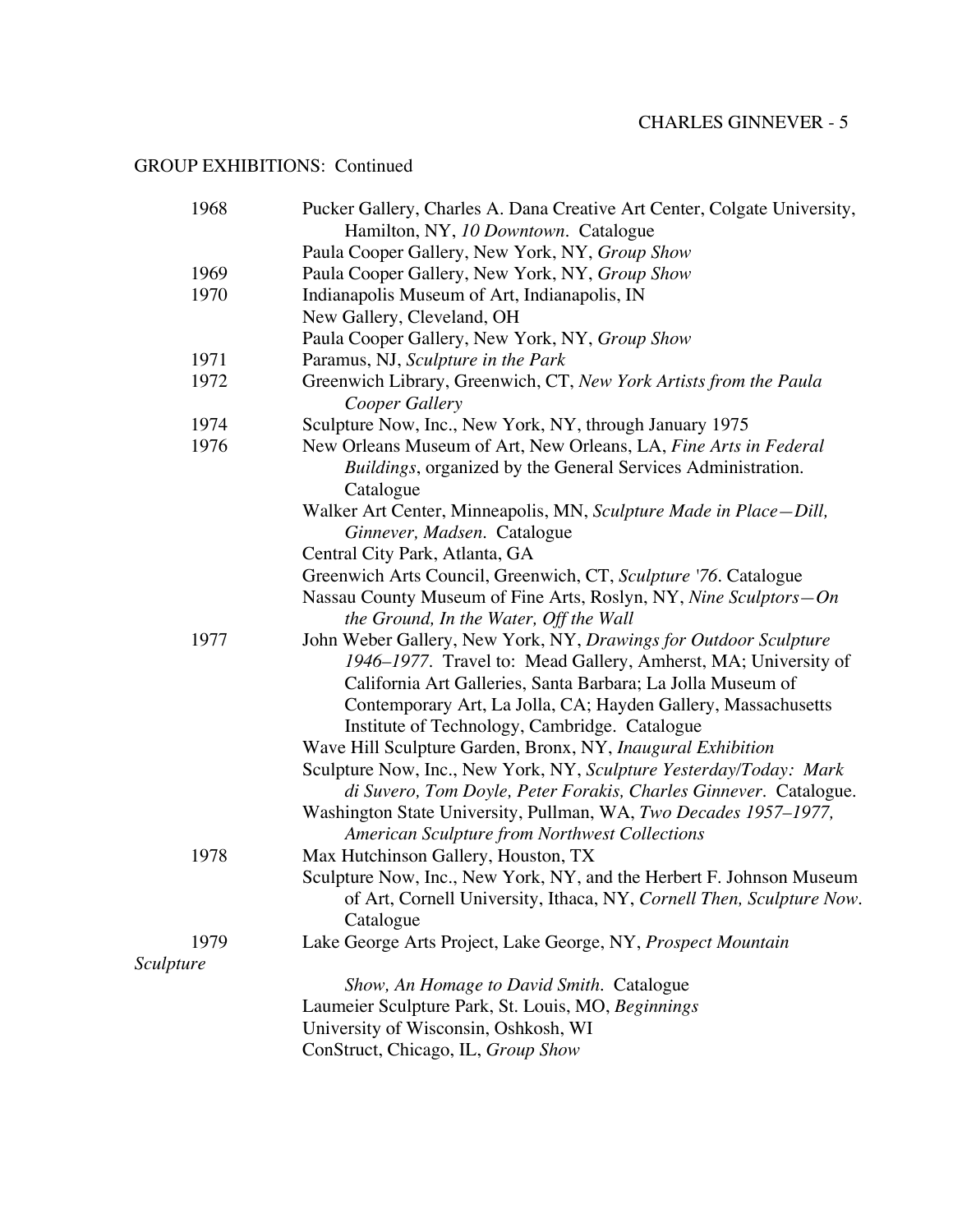GROUP EXHIBITIONS: Continued

1968 Pucker Gallery, Charles A. Dana Creative Art Center, Colgate University, Hamilton, NY, *10 Downtown*. Catalogue

Paula Cooper Gallery, New York, NY, *Group Show*

1969 Paula Cooper Gallery, New York, NY, *Group Show*

1970 Indianapolis Museum of Art, Indianapolis, IN

New Gallery, Cleveland, OH

Paula Cooper Gallery, New York, NY, *Group Show*

1971 Paramus, NJ, *Sculpture in the Park*

1972 Greenwich Library, Greenwich, CT, *New York Artists from the Paula Cooper Gallery*

1974 Sculpture Now, Inc., New York, NY, through January 1975

1976 New Orleans Museum of Art, New Orleans, LA, *Fine Arts in Federal Buildings*, organized by the General Services Administration. Catalogue

Walker Art Center, Minneapolis, MN, *Sculpture Made in Place—Dill, Ginnever, Madsen*. Catalogue

Central City Park, Atlanta, GA

Greenwich Arts Council, Greenwich, CT, *Sculpture '76*. Catalogue

Nassau County Museum of Fine Arts, Roslyn, NY, *Nine Sculptors—On the Ground, In the Water, Off the Wall*

1977 John Weber Gallery, New York, NY, *Drawings for Outdoor Sculpture 1946–1977*. Travel to: Mead Gallery, Amherst, MA; University of California Art Galleries, Santa Barbara; La Jolla Museum of Contemporary Art, La Jolla, CA; Hayden Gallery, Massachusetts Institute of Technology, Cambridge. Catalogue

Wave Hill Sculpture Garden, Bronx, NY, *Inaugural Exhibition*

Sculpture Now, Inc., New York, NY, *Sculpture Yesterday/Today: Mark di Suvero, Tom Doyle, Peter Forakis, Charles Ginnever*. Catalogue.

Washington State University, Pullman, WA, *Two Decades 1957–1977, American Sculpture from Northwest Collections*

1978 Max Hutchinson Gallery, Houston, TX

Sculpture Now, Inc., New York, NY, and the Herbert F. Johnson Museum of Art, Cornell University, Ithaca, NY, *Cornell Then, Sculpture Now*. Catalogue

1979 Lake George Arts Project, Lake George, NY, *Prospect Mountain Sculpture Show, An Homage to David Smith*. Catalogue

Laumeier Sculpture Park, St. Louis, MO, *Beginnings*

University of Wisconsin, Oshkosh, WI

ConStruct, Chicago, IL, *Group Show*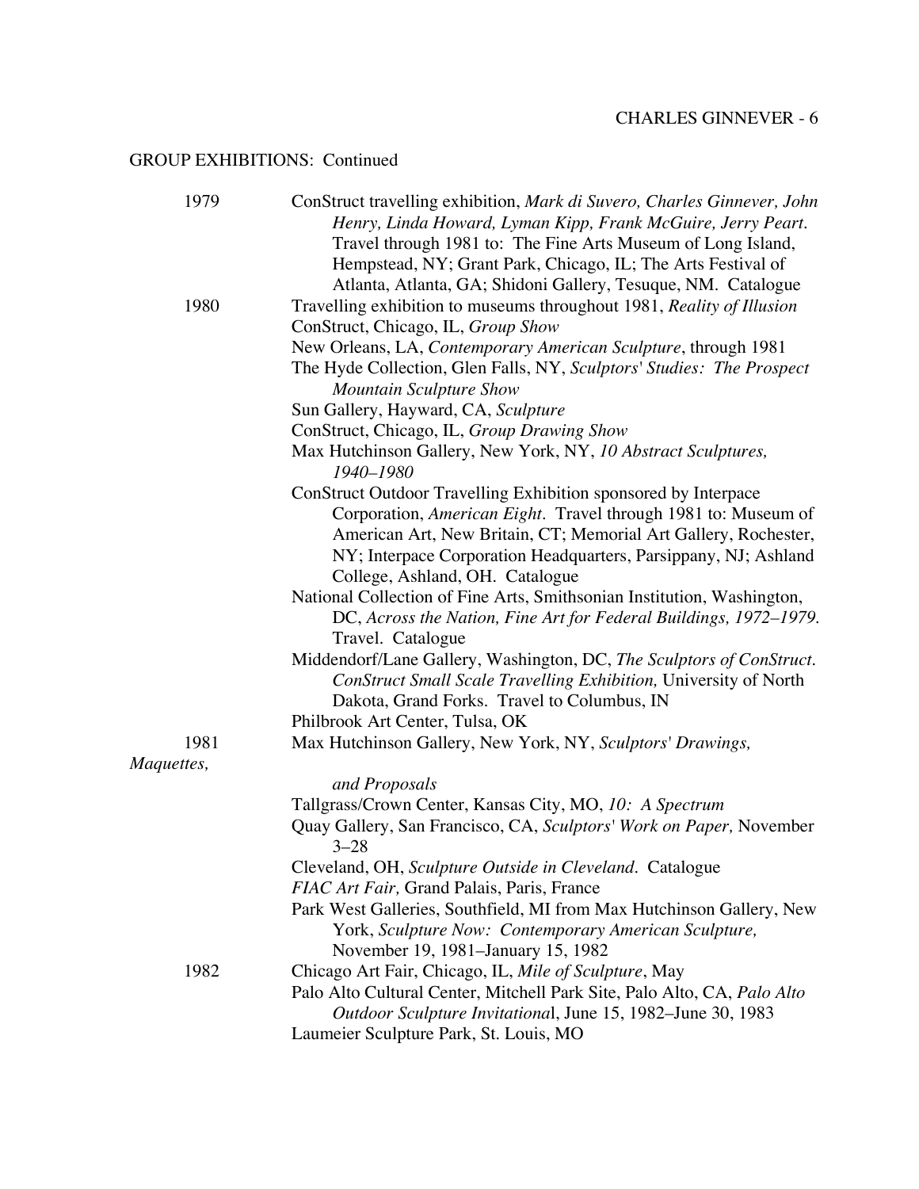GROUP EXHIBITIONS: Continued

1979

ConStruct travelling exhibition, *Mark di Suvero, Charles Ginnever, John Henry, Linda Howard, Lyman Kipp, Frank McGuire, Jerry Peart*. Travel through 1981 to: The Fine Arts Museum of Long Island, Hempstead, NY; Grant Park, Chicago, IL; The Arts Festival of Atlanta, Atlanta, GA; Shidoni Gallery, Tesuque, NM. Catalogue

1980

Travelling exhibition to museums throughout 1981, *Reality of Illusion*

ConStruct, Chicago, IL, *Group Show*

New Orleans, LA, *Contemporary American Sculpture*, through 1981

The Hyde Collection, Glen Falls, NY, *Sculptors' Studies: The Prospect Mountain Sculpture Show*

Sun Gallery, Hayward, CA, *Sculpture*

ConStruct, Chicago, IL, *Group Drawing Show*

Max Hutchinson Gallery, New York, NY, *10 Abstract Sculptures, 1940–1980*

ConStruct Outdoor Travelling Exhibition sponsored by Interpace Corporation, *American Eight*. Travel through 1981 to: Museum of American Art, New Britain, CT; Memorial Art Gallery, Rochester, NY; Interpace Corporation Headquarters, Parsippany, NJ; Ashland College, Ashland, OH. Catalogue

National Collection of Fine Arts, Smithsonian Institution, Washington, DC, *Across the Nation, Fine Art for Federal Buildings, 1972–1979*. Travel. Catalogue

Middendorf/Lane Gallery, Washington, DC, *The Sculptors of ConStruct*. *ConStruct Small Scale Travelling Exhibition,* University of North Dakota, Grand Forks. Travel to Columbus, IN

Philbrook Art Center, Tulsa, OK

1981

Max Hutchinson Gallery, New York, NY, *Sculptors' Drawings, Maquettes, and Proposals*

Tallgrass/Crown Center, Kansas City, MO, *10: A Spectrum*

Quay Gallery, San Francisco, CA, *Sculptors' Work on Paper,* November 3–28

Cleveland, OH, *Sculpture Outside in Cleveland*. Catalogue

*FIAC Art Fair,* Grand Palais, Paris, France

Park West Galleries, Southfield, MI from Max Hutchinson Gallery, New York, *Sculpture Now: Contemporary American Sculpture,* November 19, 1981–January 15, 1982

1982

Chicago Art Fair, Chicago, IL, *Mile of Sculpture*, May

Palo Alto Cultural Center, Mitchell Park Site, Palo Alto, CA, *Palo Alto Outdoor Sculpture Invitational*, June 15, 1982–June 30, 1983

Laumeier Sculpture Park, St. Louis, MO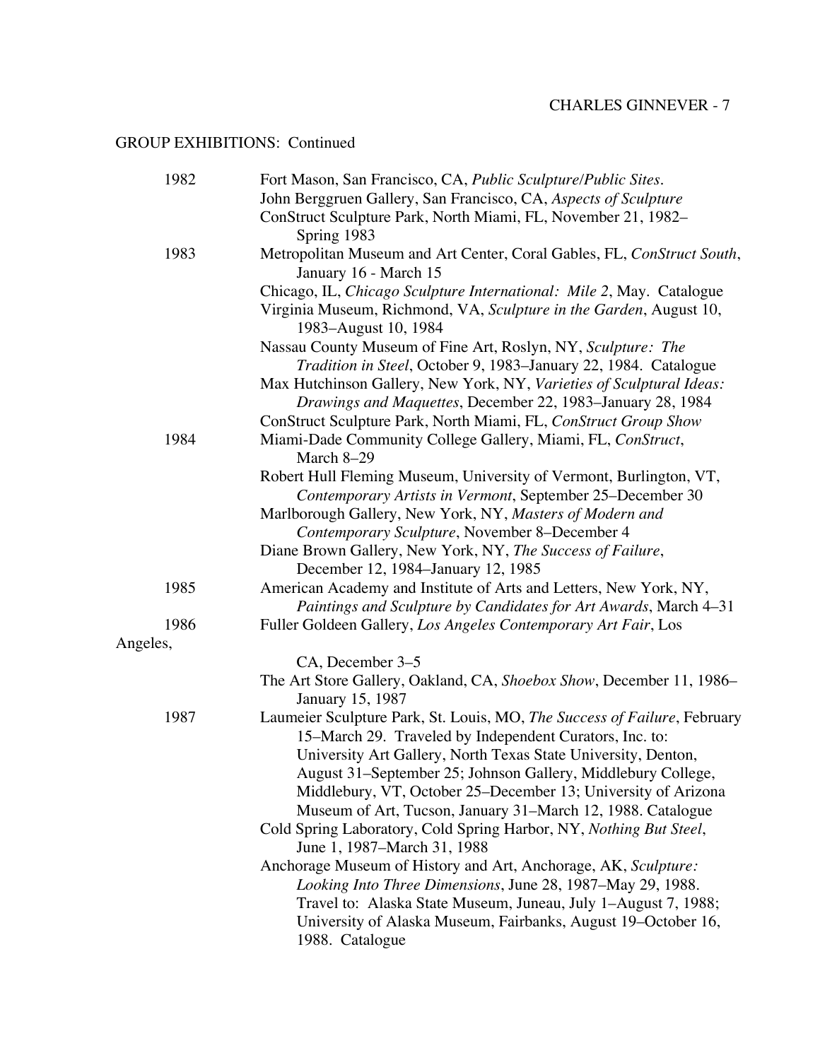GROUP EXHIBITIONS: Continued

1982

Fort Mason, San Francisco, CA, *Public Sculpture/Public Sites*.
John Berggruen Gallery, San Francisco, CA, *Aspects of Sculpture*
ConStruct Sculpture Park, North Miami, FL, November 21, 1982–Spring 1983

1983

Metropolitan Museum and Art Center, Coral Gables, FL, *ConStruct South*, January 16 - March 15
Chicago, IL, *Chicago Sculpture International: Mile 2*, May. Catalogue
Virginia Museum, Richmond, VA, *Sculpture in the Garden*, August 10, 1983–August 10, 1984
Nassau County Museum of Fine Art, Roslyn, NY, *Sculpture: The Tradition in Steel*, October 9, 1983–January 22, 1984. Catalogue
Max Hutchinson Gallery, New York, NY, *Varieties of Sculptural Ideas: Drawings and Maquettes*, December 22, 1983–January 28, 1984
ConStruct Sculpture Park, North Miami, FL, *ConStruct Group Show*

1984

Miami-Dade Community College Gallery, Miami, FL, *ConStruct*, March 8–29
Robert Hull Fleming Museum, University of Vermont, Burlington, VT, *Contemporary Artists in Vermont*, September 25–December 30
Marlborough Gallery, New York, NY, *Masters of Modern and Contemporary Sculpture*, November 8–December 4
Diane Brown Gallery, New York, NY, *The Success of Failure*, December 12, 1984–January 12, 1985

1985

American Academy and Institute of Arts and Letters, New York, NY, *Paintings and Sculpture by Candidates for Art Awards*, March 4–31

1986

Fuller Goldeen Gallery, *Los Angeles Contemporary Art Fair*, Los Angeles, CA, December 3–5
The Art Store Gallery, Oakland, CA, *Shoebox Show*, December 11, 1986–January 15, 1987

1987

Laumeier Sculpture Park, St. Louis, MO, *The Success of Failure*, February 15–March 29. Traveled by Independent Curators, Inc. to: University Art Gallery, North Texas State University, Denton, August 31–September 25; Johnson Gallery, Middlebury College, Middlebury, VT, October 25–December 13; University of Arizona Museum of Art, Tucson, January 31–March 12, 1988. Catalogue
Cold Spring Laboratory, Cold Spring Harbor, NY, *Nothing But Steel*, June 1, 1987–March 31, 1988
Anchorage Museum of History and Art, Anchorage, AK, *Sculpture: Looking Into Three Dimensions*, June 28, 1987–May 29, 1988. Travel to: Alaska State Museum, Juneau, July 1–August 7, 1988; University of Alaska Museum, Fairbanks, August 19–October 16, 1988. Catalogue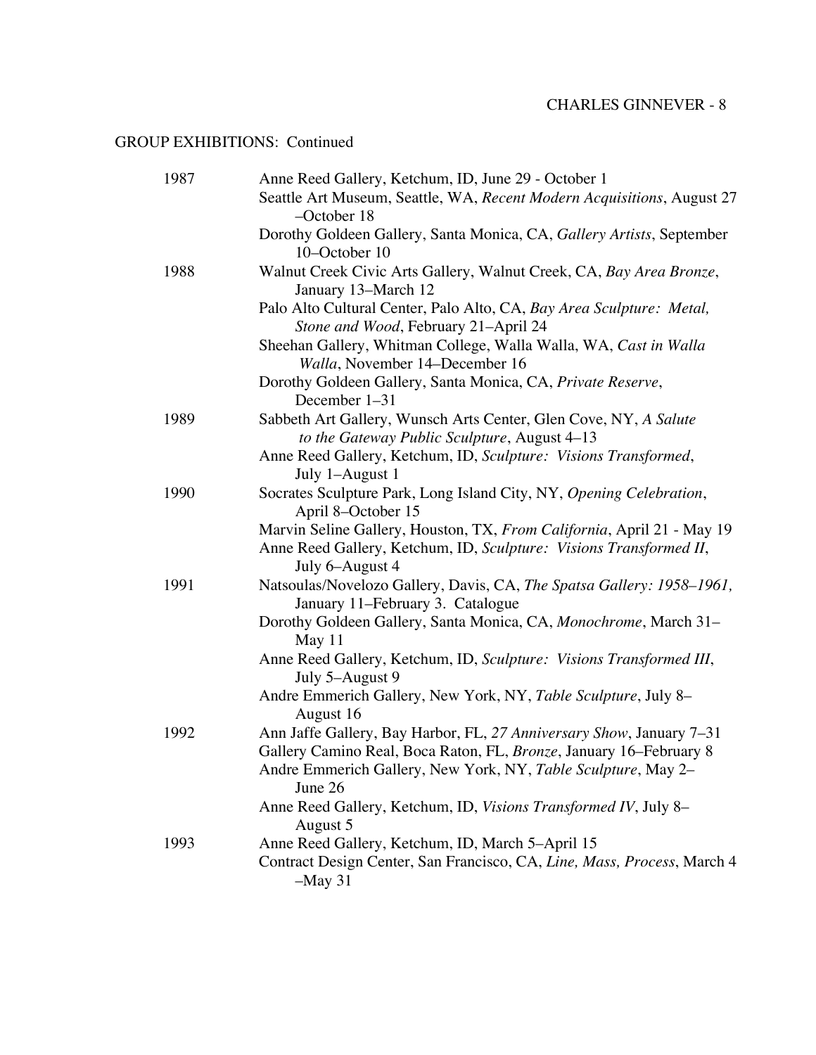GROUP EXHIBITIONS: Continued

| | |
|---|---|
| 1987 | Anne Reed Gallery, Ketchum, ID, June 29 - October 1 |
| | Seattle Art Museum, Seattle, WA, *Recent Modern Acquisitions*, August 27 –October 18 |
| | Dorothy Goldeen Gallery, Santa Monica, CA, *Gallery Artists*, September 10–October 10 |
| 1988 | Walnut Creek Civic Arts Gallery, Walnut Creek, CA, *Bay Area Bronze*, January 13–March 12 |
| | Palo Alto Cultural Center, Palo Alto, CA, *Bay Area Sculpture: Metal, Stone and Wood*, February 21–April 24 |
| | Sheehan Gallery, Whitman College, Walla Walla, WA, *Cast in Walla Walla*, November 14–December 16 |
| | Dorothy Goldeen Gallery, Santa Monica, CA, *Private Reserve*, December 1–31 |
| 1989 | Sabbeth Art Gallery, Wunsch Arts Center, Glen Cove, NY, *A Salute to the Gateway Public Sculpture*, August 4–13 |
| | Anne Reed Gallery, Ketchum, ID, *Sculpture: Visions Transformed*, July 1–August 1 |
| 1990 | Socrates Sculpture Park, Long Island City, NY, *Opening Celebration*, April 8–October 15 |
| | Marvin Seline Gallery, Houston, TX, *From California*, April 21 - May 19 |
| | Anne Reed Gallery, Ketchum, ID, *Sculpture: Visions Transformed II*, July 6–August 4 |
| 1991 | Natsoulas/Novelozo Gallery, Davis, CA, *The Spatsa Gallery: 1958–1961,* January 11–February 3. Catalogue |
| | Dorothy Goldeen Gallery, Santa Monica, CA, *Monochrome*, March 31–May 11 |
| | Anne Reed Gallery, Ketchum, ID, *Sculpture: Visions Transformed III*, July 5–August 9 |
| | Andre Emmerich Gallery, New York, NY, *Table Sculpture*, July 8–August 16 |
| 1992 | Ann Jaffe Gallery, Bay Harbor, FL, *27 Anniversary Show*, January 7–31 |
| | Gallery Camino Real, Boca Raton, FL, *Bronze*, January 16–February 8 |
| | Andre Emmerich Gallery, New York, NY, *Table Sculpture*, May 2–June 26 |
| | Anne Reed Gallery, Ketchum, ID, *Visions Transformed IV*, July 8–August 5 |
| 1993 | Anne Reed Gallery, Ketchum, ID, March 5–April 15 |
| | Contract Design Center, San Francisco, CA, *Line, Mass, Process*, March 4 –May 31 |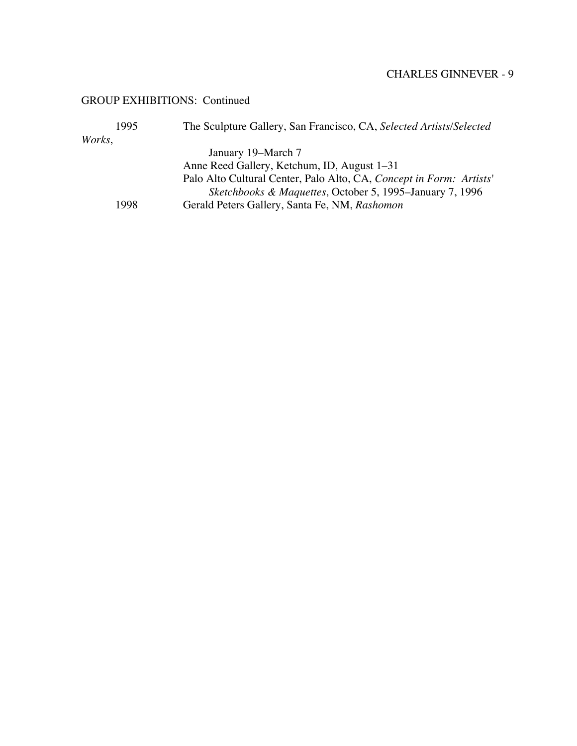GROUP EXHIBITIONS: Continued

1995 The Sculpture Gallery, San Francisco, CA, *Selected Artists/Selected Works*, January 19–March 7

Anne Reed Gallery, Ketchum, ID, August 1–31

Palo Alto Cultural Center, Palo Alto, CA, *Concept in Form: Artists' Sketchbooks & Maquettes*, October 5, 1995–January 7, 1996

1998 Gerald Peters Gallery, Santa Fe, NM, *Rashomon*